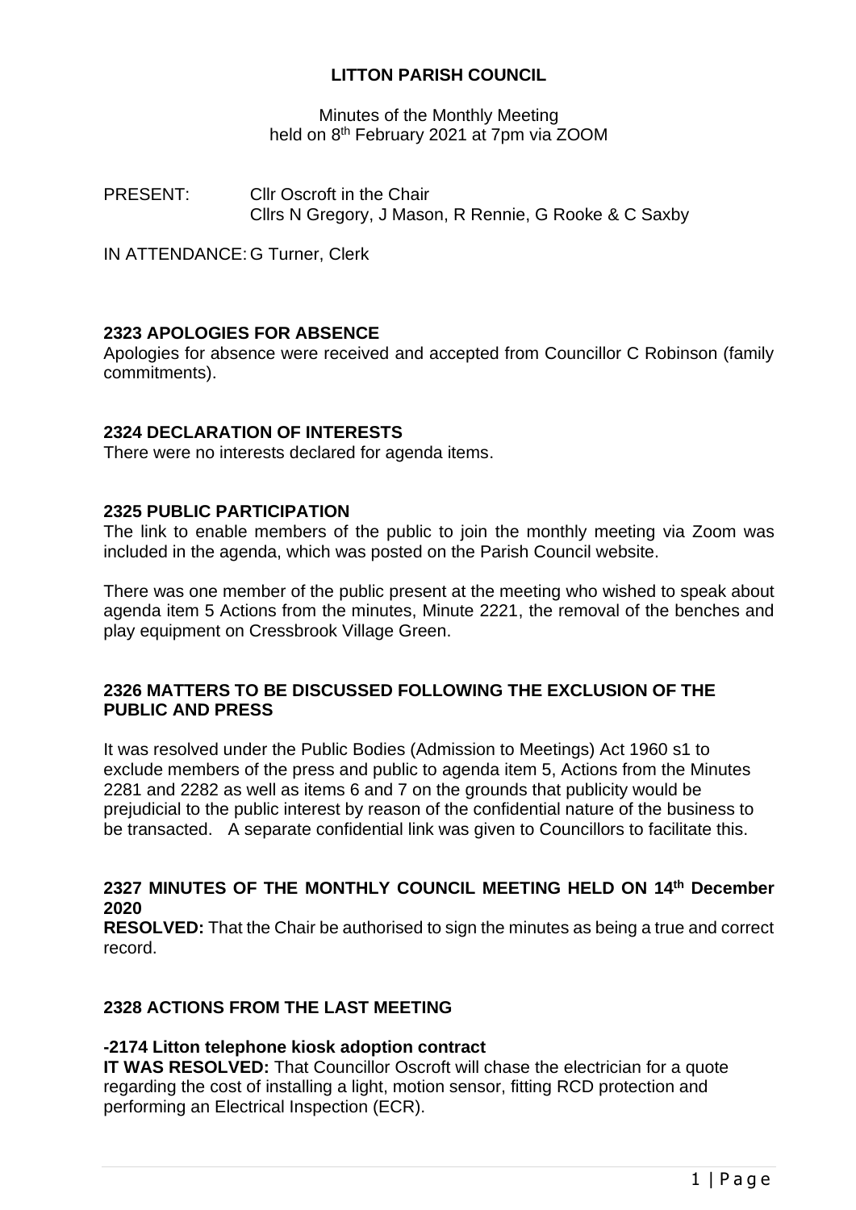# LITTON PARISH COUNCIL

Minutes of the Monthly Meeting
held on 8th February 2021 at 7pm via ZOOM

PRESENT: Cllr Oscroft in the Chair
Cllrs N Gregory, J Mason, R Rennie, G Rooke & C Saxby

IN ATTENDANCE: G Turner, Clerk

## 2323 APOLOGIES FOR ABSENCE

Apologies for absence were received and accepted from Councillor C Robinson (family commitments).

## 2324 DECLARATION OF INTERESTS

There were no interests declared for agenda items.

## 2325 PUBLIC PARTICIPATION

The link to enable members of the public to join the monthly meeting via Zoom was included in the agenda, which was posted on the Parish Council website.

There was one member of the public present at the meeting who wished to speak about agenda item 5 Actions from the minutes, Minute 2221, the removal of the benches and play equipment on Cressbrook Village Green.

## 2326 MATTERS TO BE DISCUSSED FOLLOWING THE EXCLUSION OF THE PUBLIC AND PRESS

It was resolved under the Public Bodies (Admission to Meetings) Act 1960 s1 to exclude members of the press and public to agenda item 5, Actions from the Minutes 2281 and 2282 as well as items 6 and 7 on the grounds that publicity would be prejudicial to the public interest by reason of the confidential nature of the business to be transacted. A separate confidential link was given to Councillors to facilitate this.

## 2327 MINUTES OF THE MONTHLY COUNCIL MEETING HELD ON 14th December 2020

**RESOLVED:** That the Chair be authorised to sign the minutes as being a true and correct record.

## 2328 ACTIONS FROM THE LAST MEETING

### -2174 Litton telephone kiosk adoption contract

**IT WAS RESOLVED:** That Councillor Oscroft will chase the electrician for a quote regarding the cost of installing a light, motion sensor, fitting RCD protection and performing an Electrical Inspection (ECR).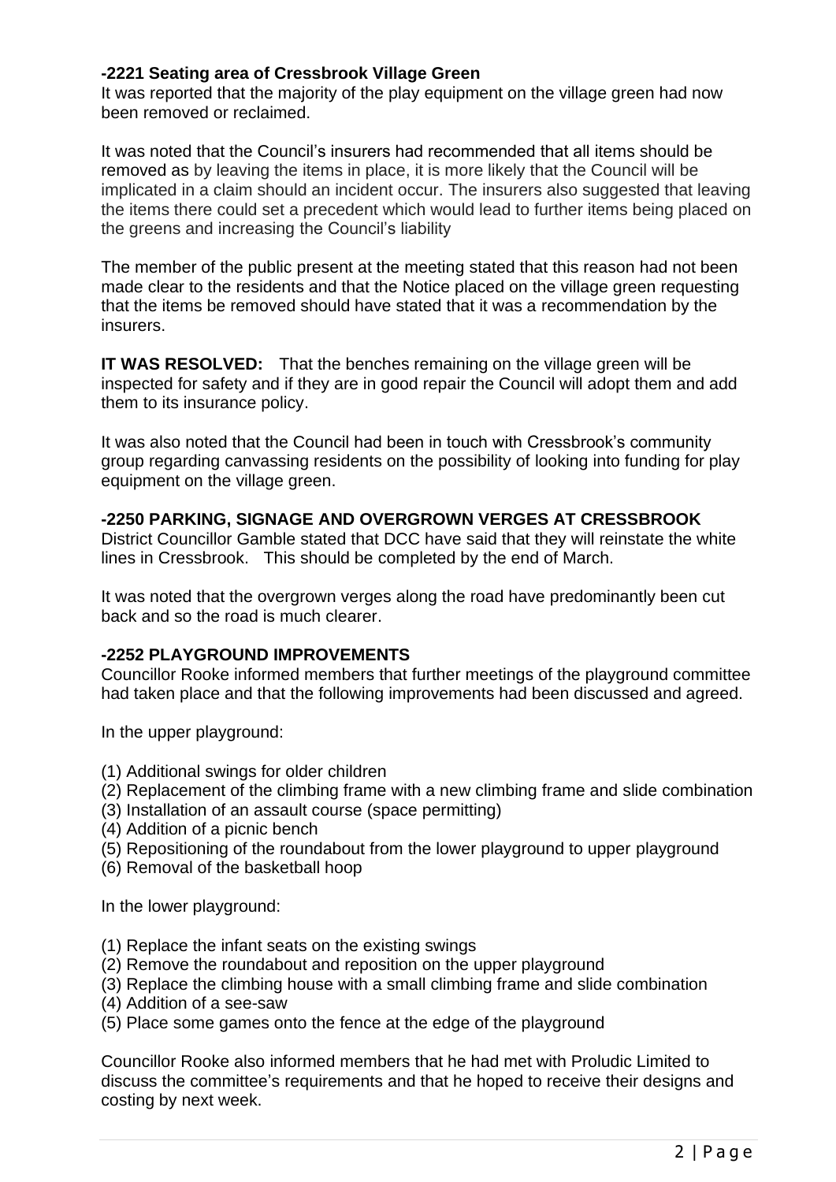**-2221 Seating area of Cressbrook Village Green**

It was reported that the majority of the play equipment on the village green had now been removed or reclaimed.

It was noted that the Council's insurers had recommended that all items should be removed as by leaving the items in place, it is more likely that the Council will be implicated in a claim should an incident occur. The insurers also suggested that leaving the items there could set a precedent which would lead to further items being placed on the greens and increasing the Council's liability

The member of the public present at the meeting stated that this reason had not been made clear to the residents and that the Notice placed on the village green requesting that the items be removed should have stated that it was a recommendation by the insurers.

**IT WAS RESOLVED:** That the benches remaining on the village green will be inspected for safety and if they are in good repair the Council will adopt them and add them to its insurance policy.

It was also noted that the Council had been in touch with Cressbrook's community group regarding canvassing residents on the possibility of looking into funding for play equipment on the village green.

**-2250 PARKING, SIGNAGE AND OVERGROWN VERGES AT CRESSBROOK**

District Councillor Gamble stated that DCC have said that they will reinstate the white lines in Cressbrook. This should be completed by the end of March.

It was noted that the overgrown verges along the road have predominantly been cut back and so the road is much clearer.

**-2252 PLAYGROUND IMPROVEMENTS**

Councillor Rooke informed members that further meetings of the playground committee had taken place and that the following improvements had been discussed and agreed.

In the upper playground:

(1) Additional swings for older children
(2) Replacement of the climbing frame with a new climbing frame and slide combination
(3) Installation of an assault course (space permitting)
(4) Addition of a picnic bench
(5) Repositioning of the roundabout from the lower playground to upper playground
(6) Removal of the basketball hoop

In the lower playground:

(1) Replace the infant seats on the existing swings
(2) Remove the roundabout and reposition on the upper playground
(3) Replace the climbing house with a small climbing frame and slide combination
(4) Addition of a see-saw
(5) Place some games onto the fence at the edge of the playground

Councillor Rooke also informed members that he had met with Proludic Limited to discuss the committee's requirements and that he hoped to receive their designs and costing by next week.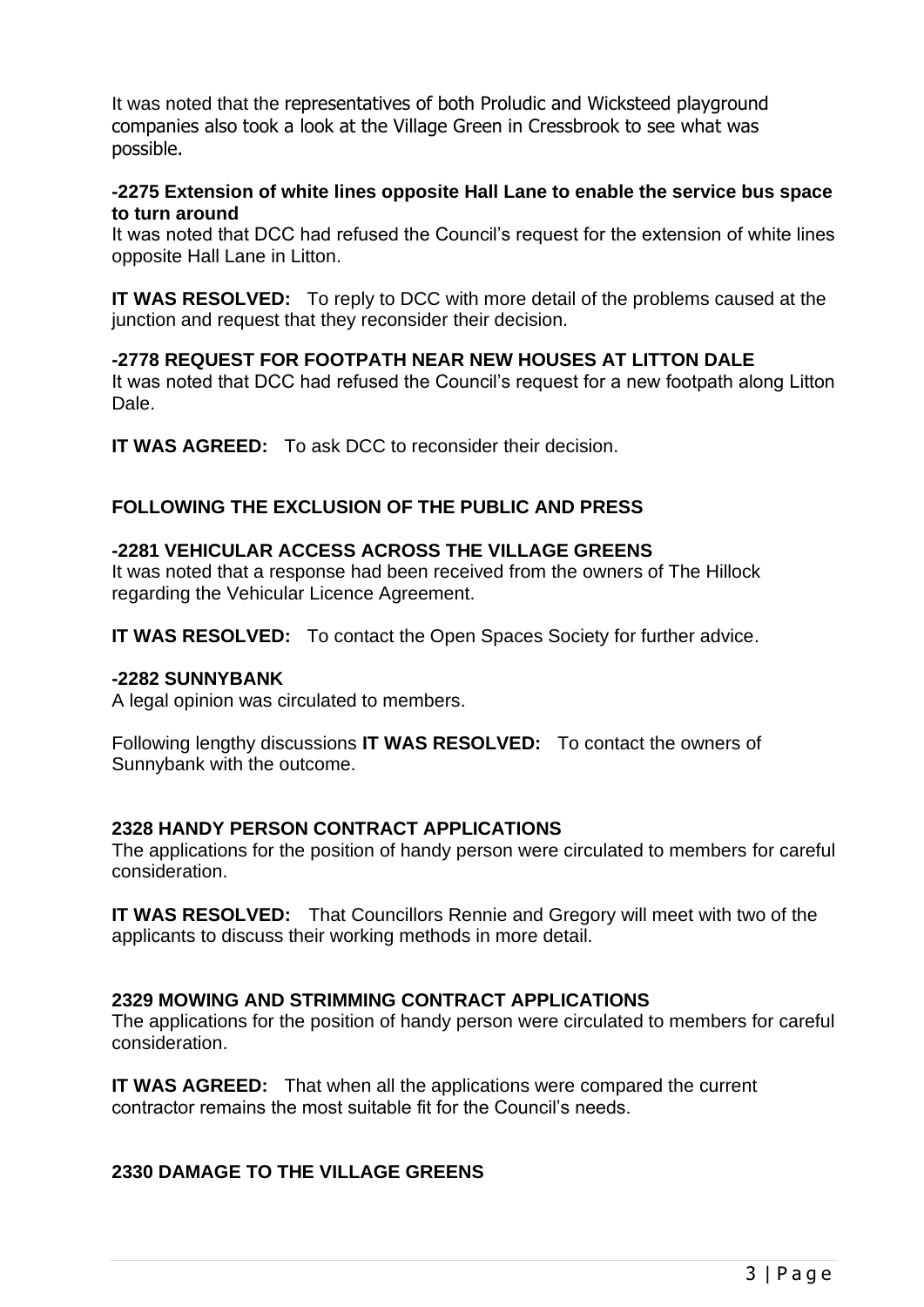It was noted that the representatives of both Proludic and Wicksteed playground companies also took a look at the Village Green in Cressbrook to see what was possible.

**-2275 Extension of white lines opposite Hall Lane to enable the service bus space to turn around**

It was noted that DCC had refused the Council's request for the extension of white lines opposite Hall Lane in Litton.

**IT WAS RESOLVED:** To reply to DCC with more detail of the problems caused at the junction and request that they reconsider their decision.

**-2778 REQUEST FOR FOOTPATH NEAR NEW HOUSES AT LITTON DALE**

It was noted that DCC had refused the Council's request for a new footpath along Litton Dale.

**IT WAS AGREED:** To ask DCC to reconsider their decision.

**FOLLOWING THE EXCLUSION OF THE PUBLIC AND PRESS**

**-2281 VEHICULAR ACCESS ACROSS THE VILLAGE GREENS**

It was noted that a response had been received from the owners of The Hillock regarding the Vehicular Licence Agreement.

**IT WAS RESOLVED:** To contact the Open Spaces Society for further advice.

**-2282 SUNNYBANK**

A legal opinion was circulated to members.

Following lengthy discussions **IT WAS RESOLVED:** To contact the owners of Sunnybank with the outcome.

**2328 HANDY PERSON CONTRACT APPLICATIONS**

The applications for the position of handy person were circulated to members for careful consideration.

**IT WAS RESOLVED:** That Councillors Rennie and Gregory will meet with two of the applicants to discuss their working methods in more detail.

**2329 MOWING AND STRIMMING CONTRACT APPLICATIONS**

The applications for the position of handy person were circulated to members for careful consideration.

**IT WAS AGREED:** That when all the applications were compared the current contractor remains the most suitable fit for the Council's needs.

**2330 DAMAGE TO THE VILLAGE GREENS**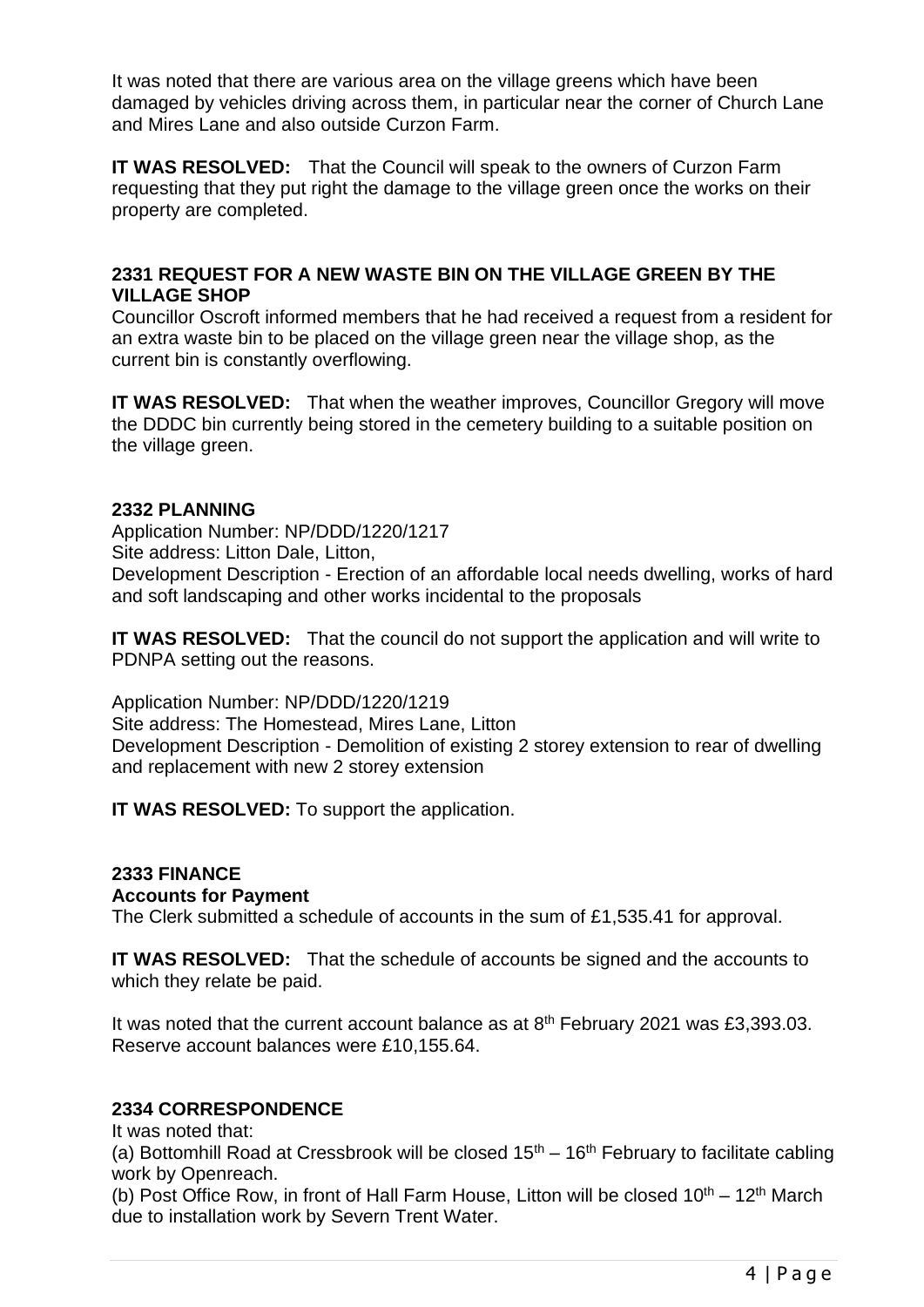It was noted that there are various area on the village greens which have been damaged by vehicles driving across them, in particular near the corner of Church Lane and Mires Lane and also outside Curzon Farm.

**IT WAS RESOLVED:** That the Council will speak to the owners of Curzon Farm requesting that they put right the damage to the village green once the works on their property are completed.

### 2331 REQUEST FOR A NEW WASTE BIN ON THE VILLAGE GREEN BY THE VILLAGE SHOP

Councillor Oscroft informed members that he had received a request from a resident for an extra waste bin to be placed on the village green near the village shop, as the current bin is constantly overflowing.

**IT WAS RESOLVED:** That when the weather improves, Councillor Gregory will move the DDDC bin currently being stored in the cemetery building to a suitable position on the village green.

### 2332 PLANNING

Application Number: NP/DDD/1220/1217
Site address: Litton Dale, Litton,
Development Description - Erection of an affordable local needs dwelling, works of hard and soft landscaping and other works incidental to the proposals

**IT WAS RESOLVED:** That the council do not support the application and will write to PDNPA setting out the reasons.

Application Number: NP/DDD/1220/1219
Site address: The Homestead, Mires Lane, Litton
Development Description - Demolition of existing 2 storey extension to rear of dwelling and replacement with new 2 storey extension

**IT WAS RESOLVED:** To support the application.

### 2333 FINANCE

**Accounts for Payment**

The Clerk submitted a schedule of accounts in the sum of £1,535.41 for approval.

**IT WAS RESOLVED:** That the schedule of accounts be signed and the accounts to which they relate be paid.

It was noted that the current account balance as at 8th February 2021 was £3,393.03. Reserve account balances were £10,155.64.

### 2334 CORRESPONDENCE

It was noted that:

(a) Bottomhill Road at Cressbrook will be closed 15th – 16th February to facilitate cabling work by Openreach.

(b) Post Office Row, in front of Hall Farm House, Litton will be closed 10th – 12th March due to installation work by Severn Trent Water.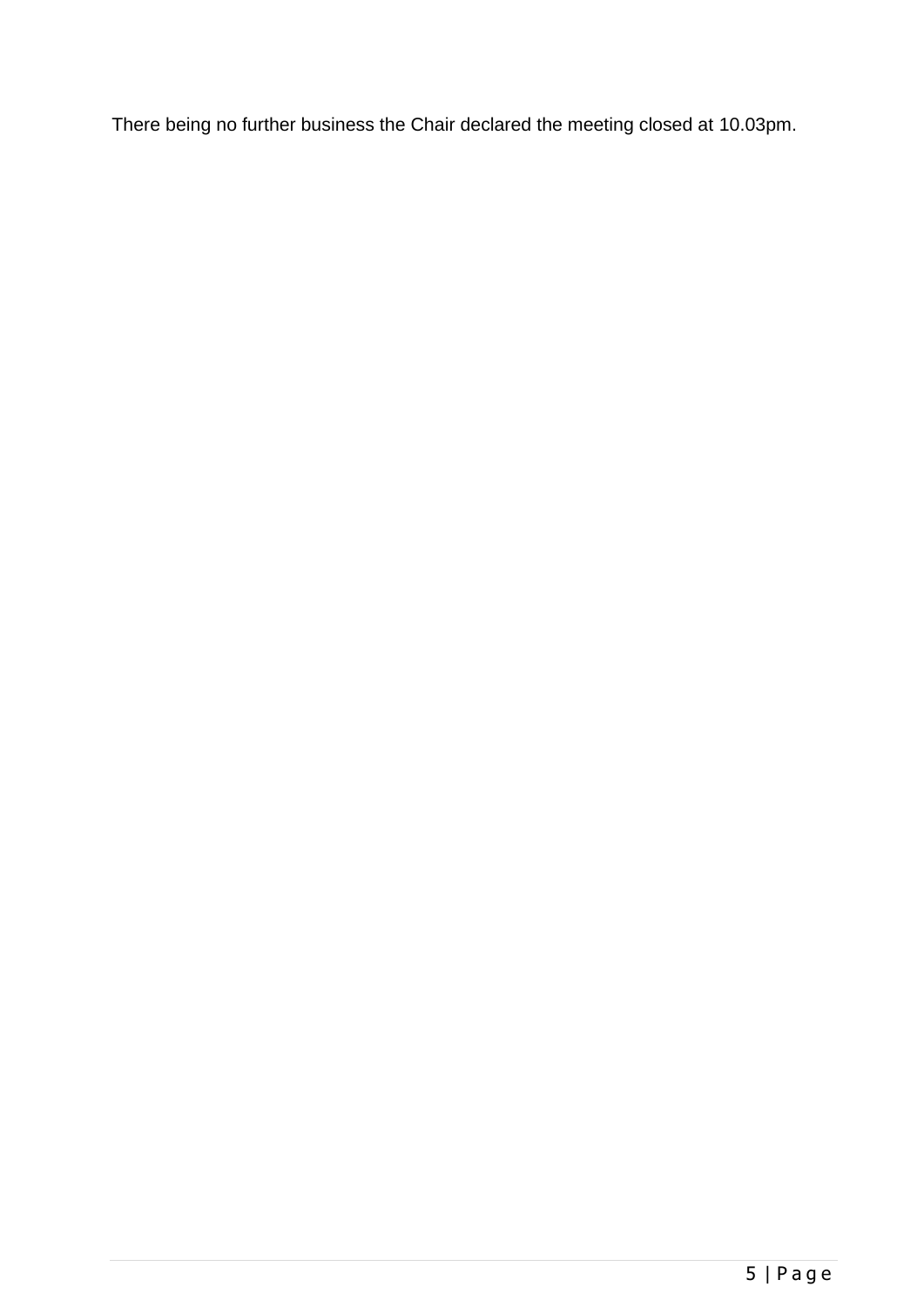There being no further business the Chair declared the meeting closed at 10.03pm.